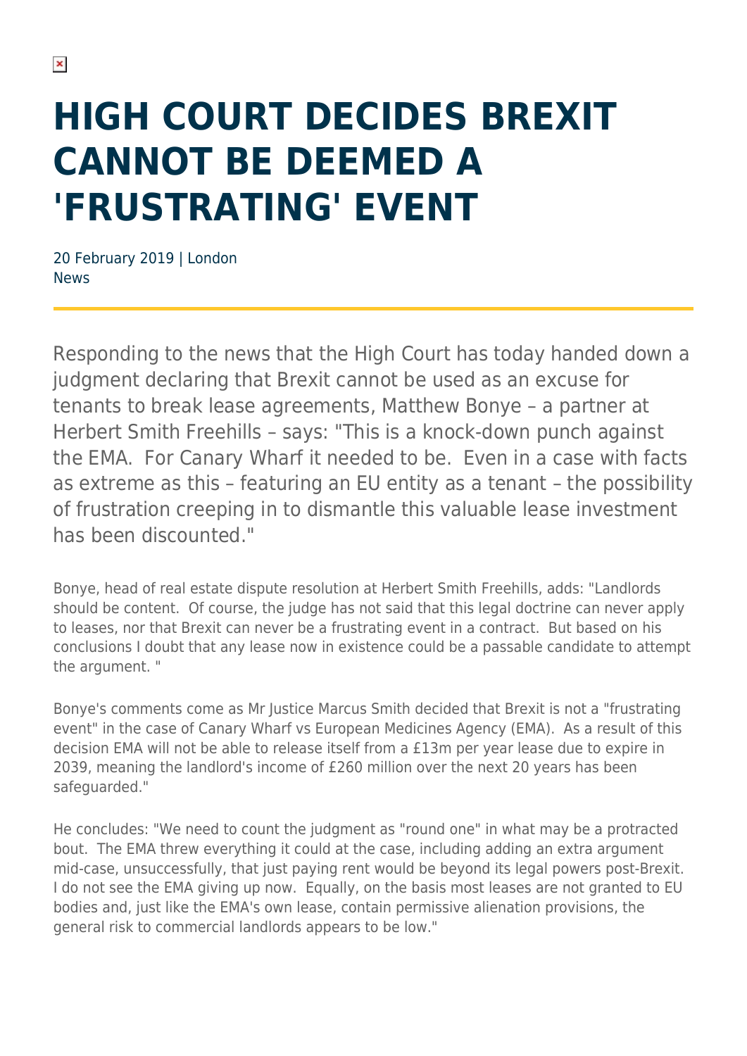# HIGH COURT DECIDES BREXIT CANNOT BE DEEMED A 'FRUSTRATING' EVENT

20 February 2019 | London
News

Responding to the news that the High Court has today handed down a judgment declaring that Brexit cannot be used as an excuse for tenants to break lease agreements, Matthew Bonye – a partner at Herbert Smith Freehills – says: "This is a knock-down punch against the EMA. For Canary Wharf it needed to be. Even in a case with facts as extreme as this – featuring an EU entity as a tenant – the possibility of frustration creeping in to dismantle this valuable lease investment has been discounted."

Bonye, head of real estate dispute resolution at Herbert Smith Freehills, adds: "Landlords should be content. Of course, the judge has not said that this legal doctrine can never apply to leases, nor that Brexit can never be a frustrating event in a contract. But based on his conclusions I doubt that any lease now in existence could be a passable candidate to attempt the argument. "

Bonye's comments come as Mr Justice Marcus Smith decided that Brexit is not a "frustrating event" in the case of Canary Wharf vs European Medicines Agency (EMA). As a result of this decision EMA will not be able to release itself from a £13m per year lease due to expire in 2039, meaning the landlord's income of £260 million over the next 20 years has been safeguarded."

He concludes: "We need to count the judgment as "round one" in what may be a protracted bout. The EMA threw everything it could at the case, including adding an extra argument mid-case, unsuccessfully, that just paying rent would be beyond its legal powers post-Brexit. I do not see the EMA giving up now. Equally, on the basis most leases are not granted to EU bodies and, just like the EMA's own lease, contain permissive alienation provisions, the general risk to commercial landlords appears to be low."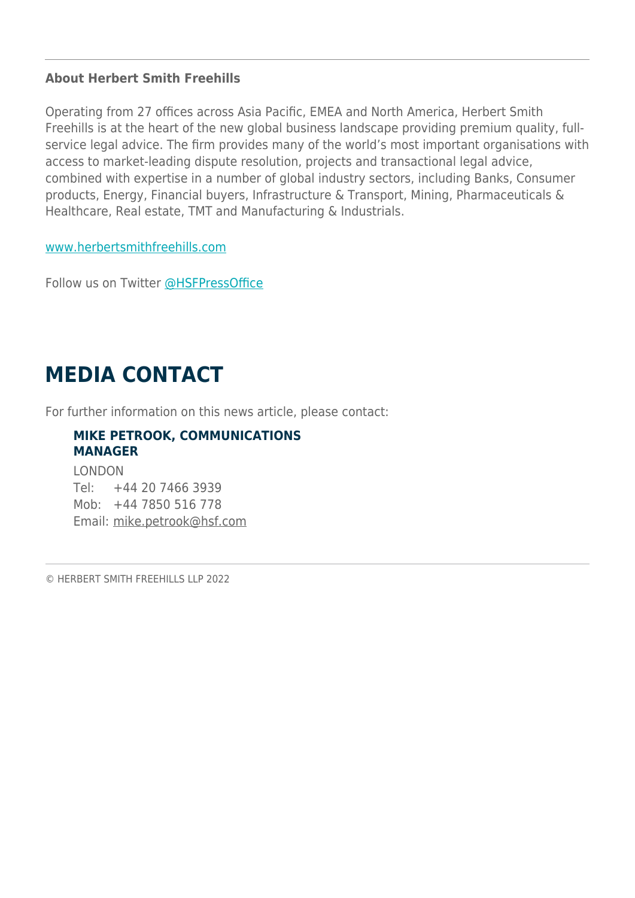**About Herbert Smith Freehills**

Operating from 27 offices across Asia Pacific, EMEA and North America, Herbert Smith Freehills is at the heart of the new global business landscape providing premium quality, full-service legal advice. The firm provides many of the world's most important organisations with access to market-leading dispute resolution, projects and transactional legal advice, combined with expertise in a number of global industry sectors, including Banks, Consumer products, Energy, Financial buyers, Infrastructure & Transport, Mining, Pharmaceuticals & Healthcare, Real estate, TMT and Manufacturing & Industrials.

www.herbertsmithfreehills.com

Follow us on Twitter @HSFPressOffice

# MEDIA CONTACT

For further information on this news article, please contact:

**MIKE PETROOK, COMMUNICATIONS MANAGER**

LONDON
Tel: +44 20 7466 3939
Mob: +44 7850 516 778
Email: mike.petrook@hsf.com

© HERBERT SMITH FREEHILLS LLP 2022